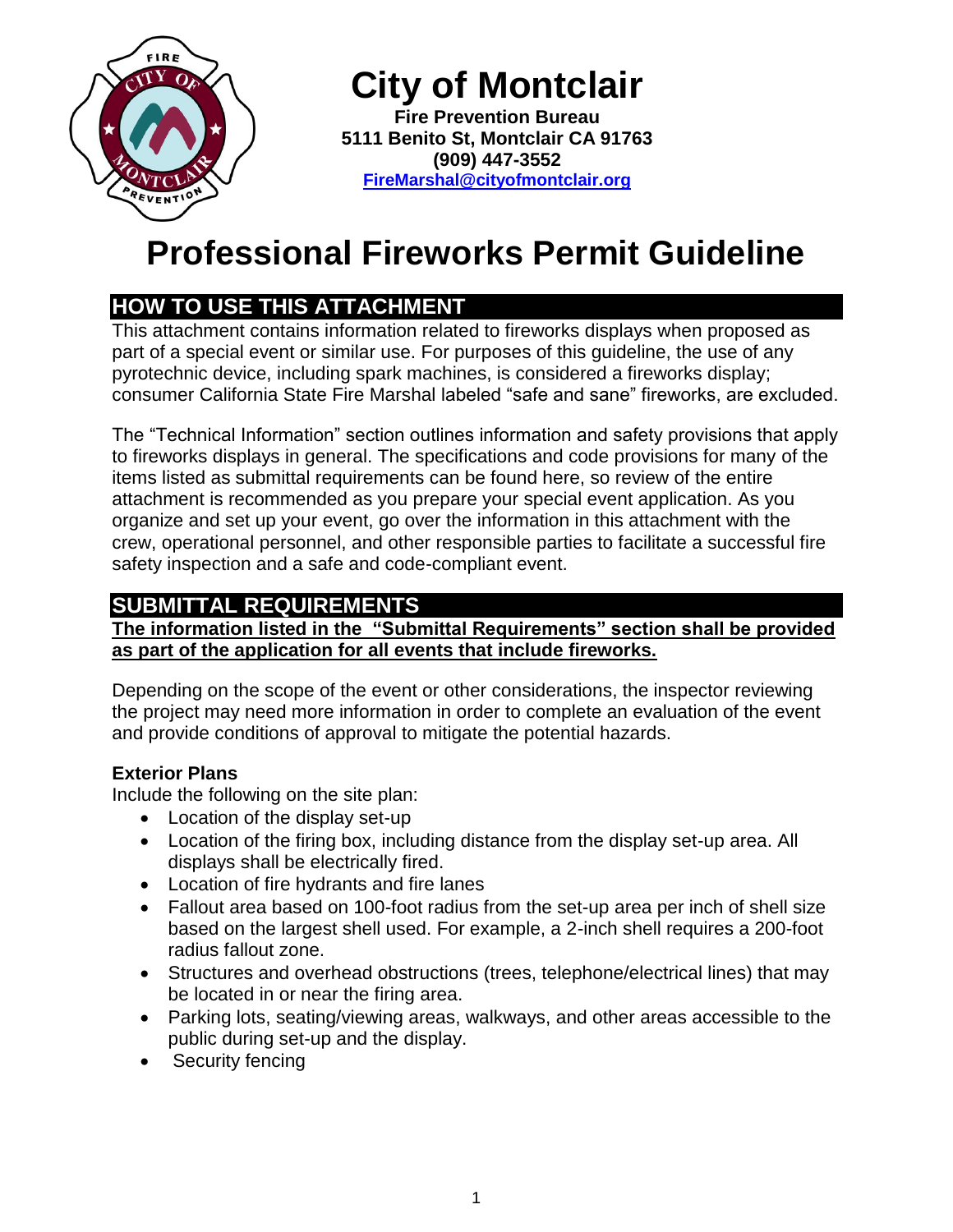# City of Montclair

**Fire Prevention Bureau**
**5111 Benito St, Montclair CA 91763**
**(909) 447-3552**
**FireMarshal@cityofmontclair.org**

# Professional Fireworks Permit Guideline

## HOW TO USE THIS ATTACHMENT

This attachment contains information related to fireworks displays when proposed as part of a special event or similar use. For purposes of this guideline, the use of any pyrotechnic device, including spark machines, is considered a fireworks display; consumer California State Fire Marshal labeled "safe and sane" fireworks, are excluded.

The "Technical Information" section outlines information and safety provisions that apply to fireworks displays in general. The specifications and code provisions for many of the items listed as submittal requirements can be found here, so review of the entire attachment is recommended as you prepare your special event application. As you organize and set up your event, go over the information in this attachment with the crew, operational personnel, and other responsible parties to facilitate a successful fire safety inspection and a safe and code-compliant event.

## SUBMITTAL REQUIREMENTS

**The information listed in the "Submittal Requirements" section shall be provided as part of the application for all events that include fireworks.**

Depending on the scope of the event or other considerations, the inspector reviewing the project may need more information in order to complete an evaluation of the event and provide conditions of approval to mitigate the potential hazards.

### Exterior Plans

Include the following on the site plan:

- Location of the display set-up
- Location of the firing box, including distance from the display set-up area. All displays shall be electrically fired.
- Location of fire hydrants and fire lanes
- Fallout area based on 100-foot radius from the set-up area per inch of shell size based on the largest shell used. For example, a 2-inch shell requires a 200-foot radius fallout zone.
- Structures and overhead obstructions (trees, telephone/electrical lines) that may be located in or near the firing area.
- Parking lots, seating/viewing areas, walkways, and other areas accessible to the public during set-up and the display.
- Security fencing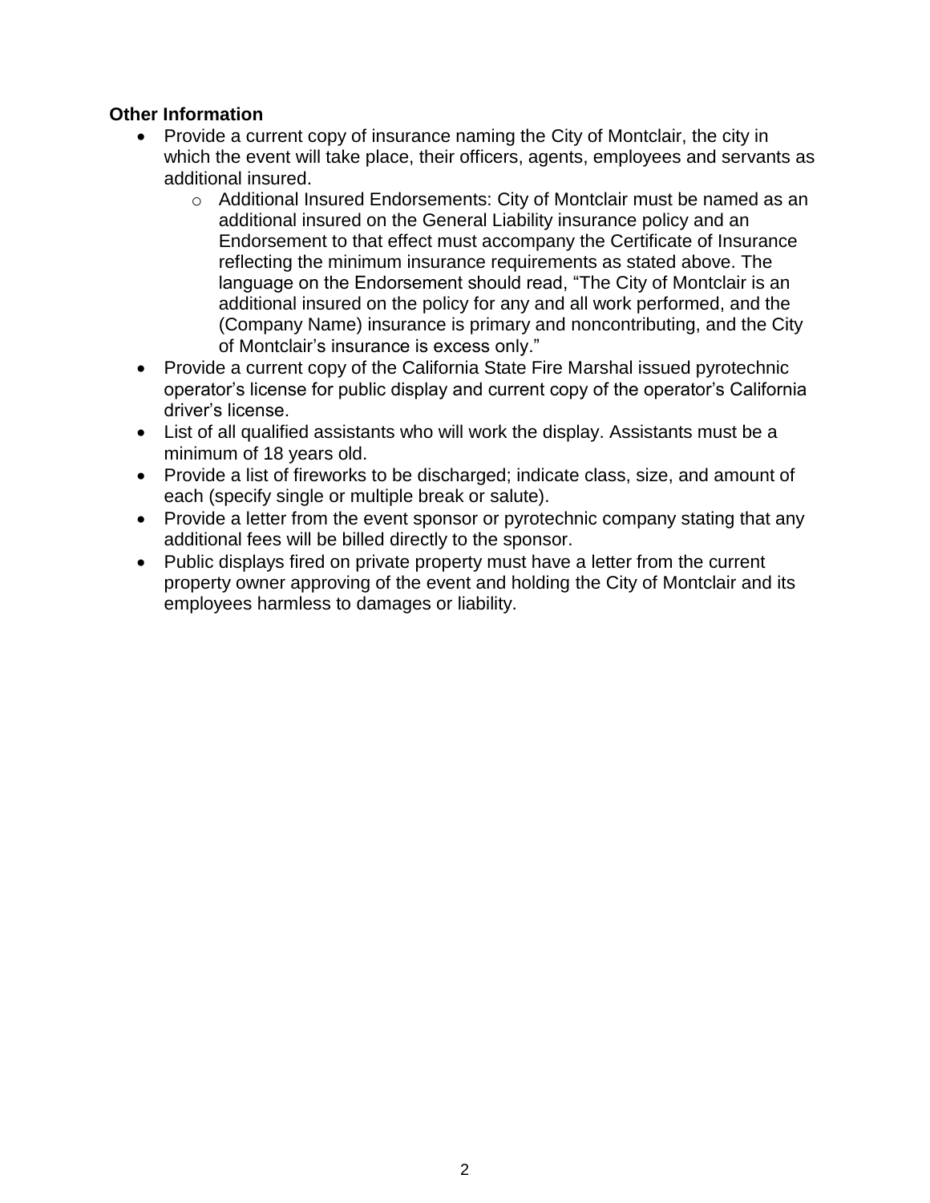**Other Information**

- Provide a current copy of insurance naming the City of Montclair, the city in which the event will take place, their officers, agents, employees and servants as additional insured.
    - Additional Insured Endorsements: City of Montclair must be named as an additional insured on the General Liability insurance policy and an Endorsement to that effect must accompany the Certificate of Insurance reflecting the minimum insurance requirements as stated above. The language on the Endorsement should read, "The City of Montclair is an additional insured on the policy for any and all work performed, and the (Company Name) insurance is primary and noncontributing, and the City of Montclair's insurance is excess only."
- Provide a current copy of the California State Fire Marshal issued pyrotechnic operator's license for public display and current copy of the operator's California driver's license.
- List of all qualified assistants who will work the display. Assistants must be a minimum of 18 years old.
- Provide a list of fireworks to be discharged; indicate class, size, and amount of each (specify single or multiple break or salute).
- Provide a letter from the event sponsor or pyrotechnic company stating that any additional fees will be billed directly to the sponsor.
- Public displays fired on private property must have a letter from the current property owner approving of the event and holding the City of Montclair and its employees harmless to damages or liability.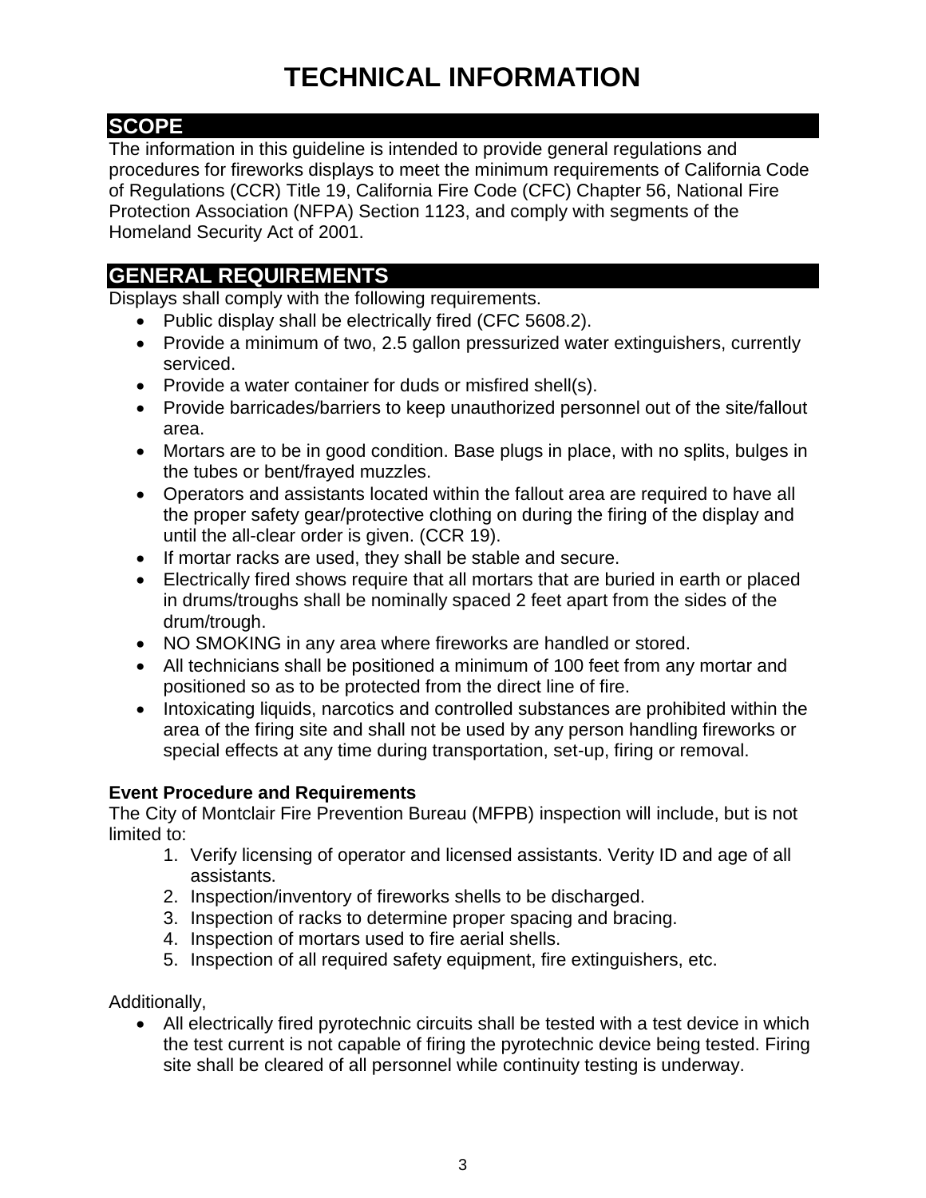# TECHNICAL INFORMATION

## SCOPE

The information in this guideline is intended to provide general regulations and procedures for fireworks displays to meet the minimum requirements of California Code of Regulations (CCR) Title 19, California Fire Code (CFC) Chapter 56, National Fire Protection Association (NFPA) Section 1123, and comply with segments of the Homeland Security Act of 2001.

## GENERAL REQUIREMENTS

Displays shall comply with the following requirements.

- Public display shall be electrically fired (CFC 5608.2).
- Provide a minimum of two, 2.5 gallon pressurized water extinguishers, currently serviced.
- Provide a water container for duds or misfired shell(s).
- Provide barricades/barriers to keep unauthorized personnel out of the site/fallout area.
- Mortars are to be in good condition. Base plugs in place, with no splits, bulges in the tubes or bent/frayed muzzles.
- Operators and assistants located within the fallout area are required to have all the proper safety gear/protective clothing on during the firing of the display and until the all-clear order is given. (CCR 19).
- If mortar racks are used, they shall be stable and secure.
- Electrically fired shows require that all mortars that are buried in earth or placed in drums/troughs shall be nominally spaced 2 feet apart from the sides of the drum/trough.
- NO SMOKING in any area where fireworks are handled or stored.
- All technicians shall be positioned a minimum of 100 feet from any mortar and positioned so as to be protected from the direct line of fire.
- Intoxicating liquids, narcotics and controlled substances are prohibited within the area of the firing site and shall not be used by any person handling fireworks or special effects at any time during transportation, set-up, firing or removal.

**Event Procedure and Requirements**

The City of Montclair Fire Prevention Bureau (MFPB) inspection will include, but is not limited to:

1. Verify licensing of operator and licensed assistants. Verity ID and age of all assistants.
2. Inspection/inventory of fireworks shells to be discharged.
3. Inspection of racks to determine proper spacing and bracing.
4. Inspection of mortars used to fire aerial shells.
5. Inspection of all required safety equipment, fire extinguishers, etc.

Additionally,

- All electrically fired pyrotechnic circuits shall be tested with a test device in which the test current is not capable of firing the pyrotechnic device being tested. Firing site shall be cleared of all personnel while continuity testing is underway.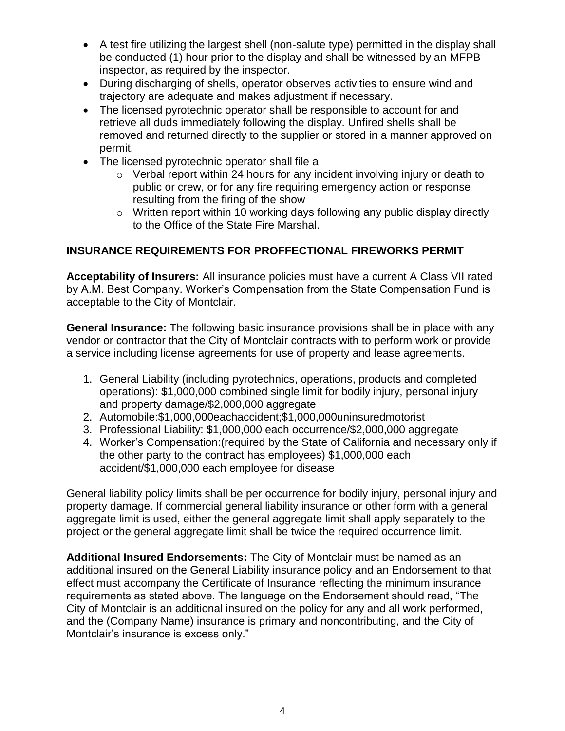- A test fire utilizing the largest shell (non-salute type) permitted in the display shall be conducted (1) hour prior to the display and shall be witnessed by an MFPB inspector, as required by the inspector.
- During discharging of shells, operator observes activities to ensure wind and trajectory are adequate and makes adjustment if necessary.
- The licensed pyrotechnic operator shall be responsible to account for and retrieve all duds immediately following the display. Unfired shells shall be removed and returned directly to the supplier or stored in a manner approved on permit.
- The licensed pyrotechnic operator shall file a
  - Verbal report within 24 hours for any incident involving injury or death to public or crew, or for any fire requiring emergency action or response resulting from the firing of the show
  - Written report within 10 working days following any public display directly to the Office of the State Fire Marshal.

**INSURANCE REQUIREMENTS FOR PROFFECTIONAL FIREWORKS PERMIT**

**Acceptability of Insurers:** All insurance policies must have a current A Class VII rated by A.M. Best Company. Worker's Compensation from the State Compensation Fund is acceptable to the City of Montclair.

**General Insurance:** The following basic insurance provisions shall be in place with any vendor or contractor that the City of Montclair contracts with to perform work or provide a service including license agreements for use of property and lease agreements.

1. General Liability (including pyrotechnics, operations, products and completed operations): $1,000,000 combined single limit for bodily injury, personal injury and property damage/$2,000,000 aggregate
2. Automobile:$1,000,000eachaccident;$1,000,000uninsuredmotorist
3. Professional Liability: $1,000,000 each occurrence/$2,000,000 aggregate
4. Worker's Compensation:(required by the State of California and necessary only if the other party to the contract has employees) $1,000,000 each accident/$1,000,000 each employee for disease

General liability policy limits shall be per occurrence for bodily injury, personal injury and property damage. If commercial general liability insurance or other form with a general aggregate limit is used, either the general aggregate limit shall apply separately to the project or the general aggregate limit shall be twice the required occurrence limit.

**Additional Insured Endorsements:** The City of Montclair must be named as an additional insured on the General Liability insurance policy and an Endorsement to that effect must accompany the Certificate of Insurance reflecting the minimum insurance requirements as stated above. The language on the Endorsement should read, "The City of Montclair is an additional insured on the policy for any and all work performed, and the (Company Name) insurance is primary and noncontributing, and the City of Montclair's insurance is excess only."